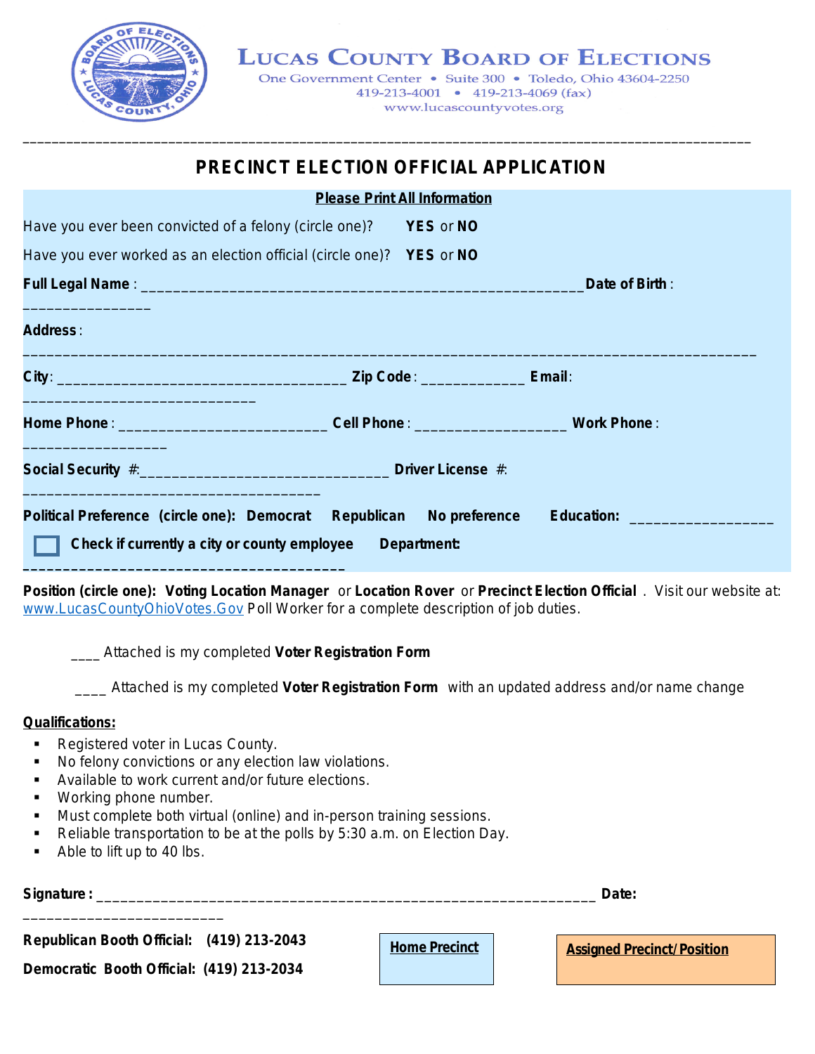# LUCAS COUNTY BOARD OF ELECTIONS

One Government Center • Suite 300 • Toledo, Ohio 43604-2250
419-213-4001 • 419-213-4069 (fax)
www.lucascountyvotes.org

## PRECINCT ELECTION OFFICIAL APPLICATION

**Please Print All Information**

Have you ever been convicted of a felony (circle one)? **YES** or **NO**

Have you ever worked as an election official (circle one)? **YES** or **NO**

**Full Legal Name** : ________________________________________________________ **Date of Birth** : _______________

**Address** : ________________________________________________________________________________________

**City**: ___________________________________ **Zip Code** : ____________ **Email**: ____________________________

**Home Phone** : _________________________ **Cell Phone** : __________________ **Work Phone** : _________________

**Social Security** #:______________________________ **Driver License** #: ____________________________________

**Political Preference (circle one): Democrat Republican No preference Education:** _________________

☐ **Check if currently a city or county employee Department:** _______________________________________

**Position (circle one): Voting Location Manager** or **Location Rover** or **Precinct Election Official** . Visit our website at: www.LucasCountyOhioVotes.Gov Poll Worker for a complete description of job duties.

____ Attached is my completed **Voter Registration Form**

____ Attached is my completed **Voter Registration Form** with an updated address and/or name change

**Qualifications:**

- Registered voter in Lucas County.
- No felony convictions or any election law violations.
- Available to work current and/or future elections.
- Working phone number.
- Must complete both virtual (online) and in-person training sessions.
- Reliable transportation to be at the polls by 5:30 a.m. on Election Day.
- Able to lift up to 40 lbs.

**Signature :** ______________________________________________________________ **Date:** ________________________

**Republican Booth Official: (419) 213-2043**

**Democratic Booth Official: (419) 213-2034**

**Home Precinct**

**Assigned Precinct/Position**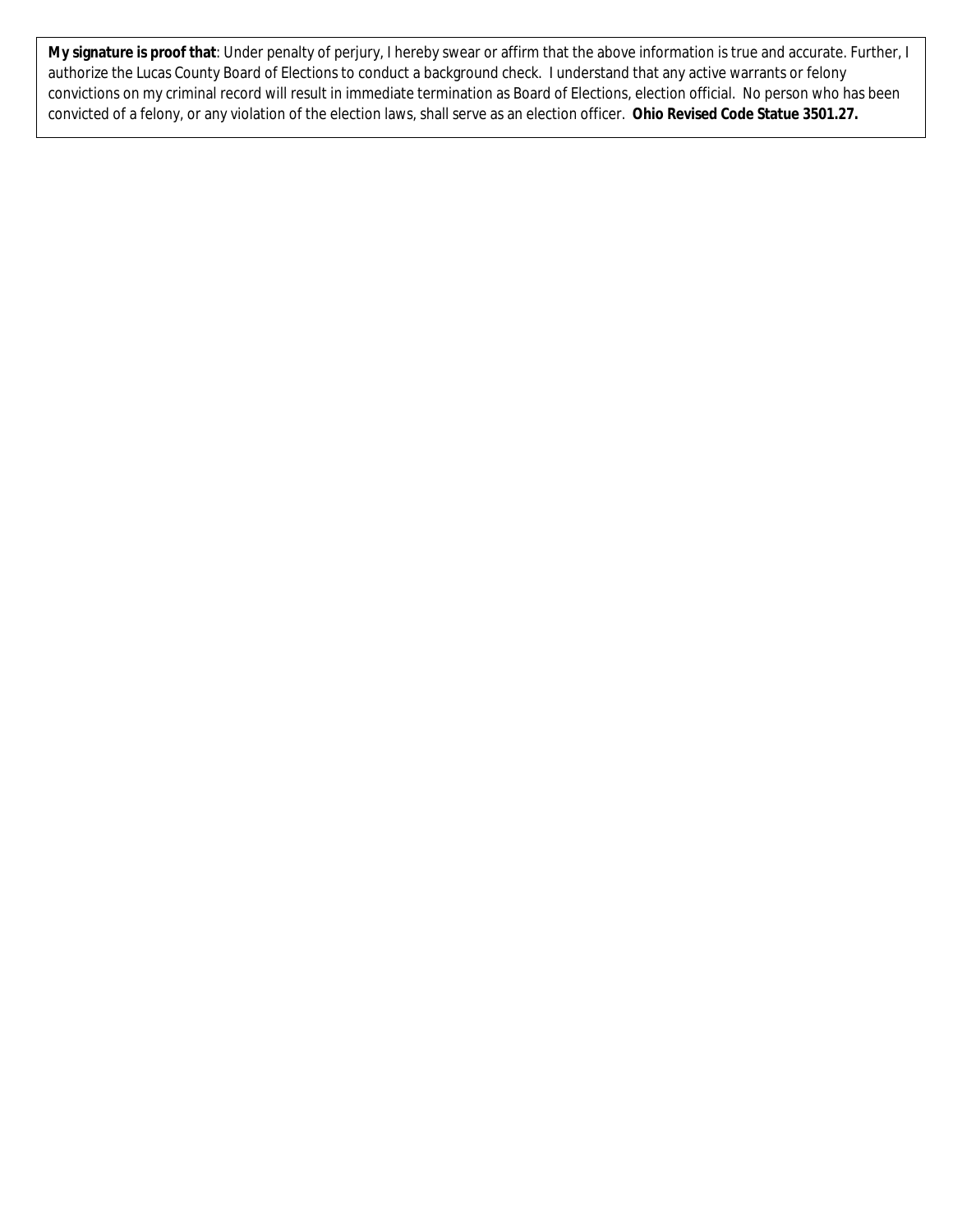**My signature is proof that**: Under penalty of perjury, I hereby swear or affirm that the above information is true and accurate. Further, I authorize the Lucas County Board of Elections to conduct a background check. I understand that any active warrants or felony convictions on my criminal record will result in immediate termination as Board of Elections, election official. No person who has been convicted of a felony, or any violation of the election laws, shall serve as an election officer. **Ohio Revised Code Statue 3501.27.**